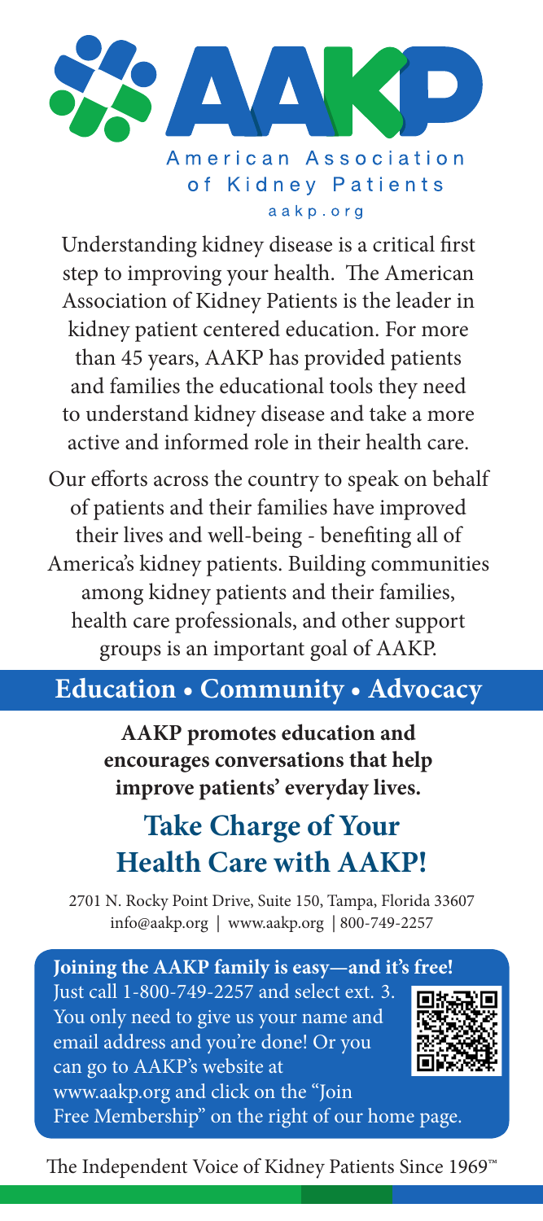# AAKP

American Association of Kidney Patients

aakp.org

Understanding kidney disease is a critical first step to improving your health. The American Association of Kidney Patients is the leader in kidney patient centered education. For more than 45 years, AAKP has provided patients and families the educational tools they need to understand kidney disease and take a more active and informed role in their health care.

Our efforts across the country to speak on behalf of patients and their families have improved their lives and well-being - benefiting all of America's kidney patients. Building communities among kidney patients and their families, health care professionals, and other support groups is an important goal of AAKP.

## Education • Community • Advocacy

**AAKP promotes education and encourages conversations that help improve patients' everyday lives.**

## Take Charge of Your Health Care with AAKP!

2701 N. Rocky Point Drive, Suite 150, Tampa, Florida 33607
info@aakp.org | www.aakp.org | 800-749-2257

**Joining the AAKP family is easy—and it's free!**
Just call 1-800-749-2257 and select ext. 3. You only need to give us your name and email address and you're done! Or you can go to AAKP's website at www.aakp.org and click on the "Join Free Membership" on the right of our home page.

The Independent Voice of Kidney Patients Since 1969™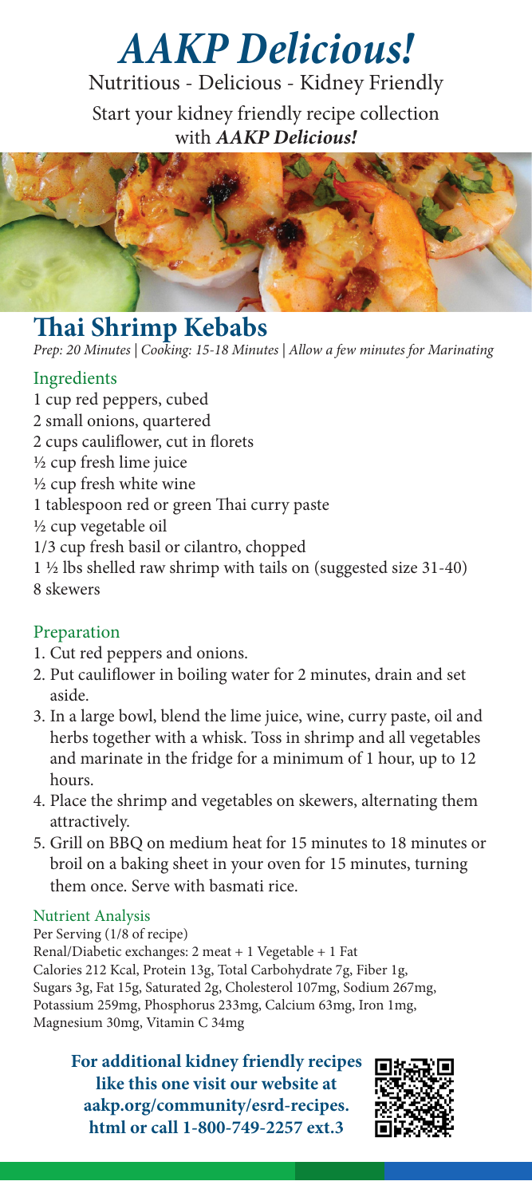# *AAKP Delicious!*

Nutritious - Delicious - Kidney Friendly

Start your kidney friendly recipe collection with ***AAKP Delicious!***

## Thai Shrimp Kebabs

*Prep: 20 Minutes | Cooking: 15-18 Minutes | Allow a few minutes for Marinating*

### Ingredients

1 cup red peppers, cubed
2 small onions, quartered
2 cups cauliflower, cut in florets
½ cup fresh lime juice
½ cup fresh white wine
1 tablespoon red or green Thai curry paste
½ cup vegetable oil
1/3 cup fresh basil or cilantro, chopped
1 ½ lbs shelled raw shrimp with tails on (suggested size 31-40)
8 skewers

### Preparation

1. Cut red peppers and onions.
2. Put cauliflower in boiling water for 2 minutes, drain and set aside.
3. In a large bowl, blend the lime juice, wine, curry paste, oil and herbs together with a whisk. Toss in shrimp and all vegetables and marinate in the fridge for a minimum of 1 hour, up to 12 hours.
4. Place the shrimp and vegetables on skewers, alternating them attractively.
5. Grill on BBQ on medium heat for 15 minutes to 18 minutes or broil on a baking sheet in your oven for 15 minutes, turning them once. Serve with basmati rice.

#### Nutrient Analysis

Per Serving (1/8 of recipe)
Renal/Diabetic exchanges: 2 meat + 1 Vegetable + 1 Fat
Calories 212 Kcal, Protein 13g, Total Carbohydrate 7g, Fiber 1g, Sugars 3g, Fat 15g, Saturated 2g, Cholesterol 107mg, Sodium 267mg, Potassium 259mg, Phosphorus 233mg, Calcium 63mg, Iron 1mg, Magnesium 30mg, Vitamin C 34mg

**For additional kidney friendly recipes like this one visit our website at aakp.org/community/esrd-recipes.html or call 1-800-749-2257 ext.3**